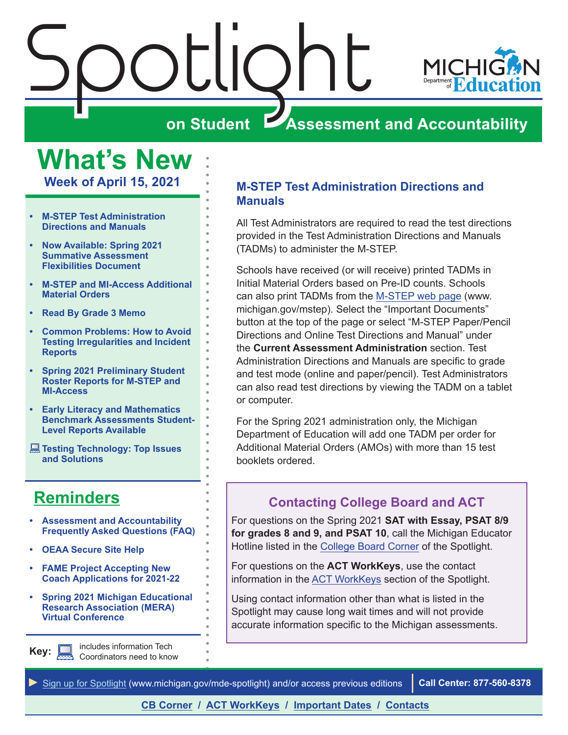# Spotlight

## on Student Assessment and Accountability

Michigan Department of Education

## What's New

### Week of April 15, 2021

- M-STEP Test Administration Directions and Manuals
- Now Available: Spring 2021 Summative Assessment Flexibilities Document
- M-STEP and MI-Access Additional Material Orders
- Read By Grade 3 Memo
- Common Problems: How to Avoid Testing Irregularities and Incident Reports
- Spring 2021 Preliminary Student Roster Reports for M-STEP and MI-Access
- Early Literacy and Mathematics Benchmark Assessments Student-Level Reports Available
- 💻 Testing Technology: Top Issues and Solutions

## Reminders

- Assessment and Accountability Frequently Asked Questions (FAQ)
- OEAA Secure Site Help
- FAME Project Accepting New Coach Applications for 2021-22
- Spring 2021 Michigan Educational Research Association (MERA) Virtual Conference

**Key:** 💻 includes information Tech Coordinators need to know

## M-STEP Test Administration Directions and Manuals

All Test Administrators are required to read the test directions provided in the Test Administration Directions and Manuals (TADMs) to administer the M-STEP.

Schools have received (or will receive) printed TADMs in Initial Material Orders based on Pre-ID counts. Schools can also print TADMs from the M-STEP web page (www.michigan.gov/mstep). Select the "Important Documents" button at the top of the page or select "M-STEP Paper/Pencil Directions and Online Test Directions and Manual" under the **Current Assessment Administration** section. Test Administration Directions and Manuals are specific to grade and test mode (online and paper/pencil). Test Administrators can also read test directions by viewing the TADM on a tablet or computer.

For the Spring 2021 administration only, the Michigan Department of Education will add one TADM per order for Additional Material Orders (AMOs) with more than 15 test booklets ordered.

### Contacting College Board and ACT

For questions on the Spring 2021 **SAT with Essay, PSAT 8/9 for grades 8 and 9, and PSAT 10**, call the Michigan Educator Hotline listed in the College Board Corner of the Spotlight.

For questions on the **ACT WorkKeys**, use the contact information in the ACT WorkKeys section of the Spotlight.

Using contact information other than what is listed in the Spotlight may cause long wait times and will not provide accurate information specific to the Michigan assessments.

► Sign up for Spotlight (www.michigan.gov/mde-spotlight) and/or access previous editions | **Call Center: 877-560-8378**

CB Corner / ACT WorkKeys / Important Dates / Contacts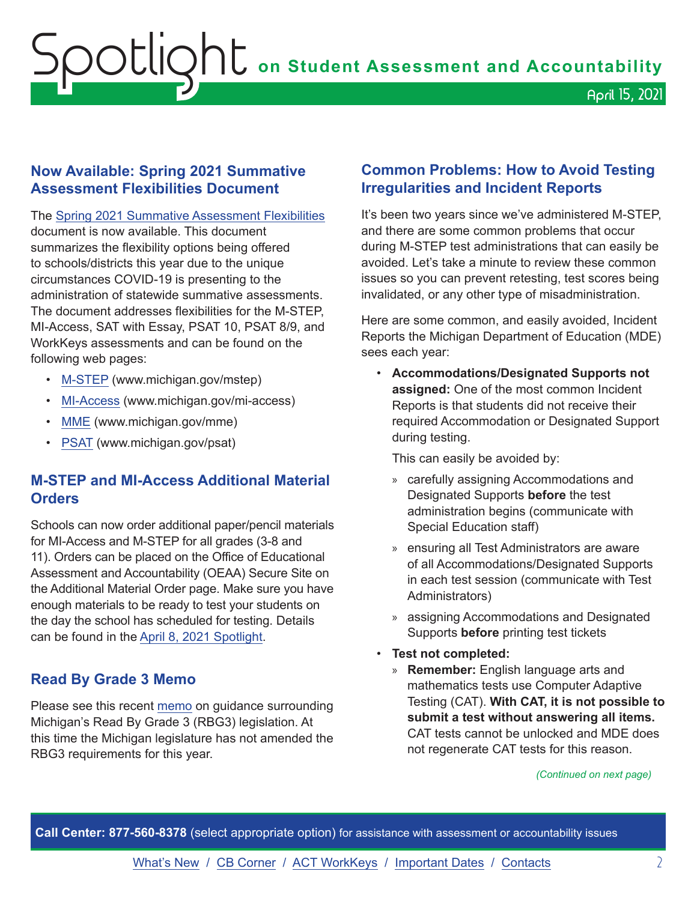## Now Available: Spring 2021 Summative Assessment Flexibilities Document

The Spring 2021 Summative Assessment Flexibilities document is now available. This document summarizes the flexibility options being offered to schools/districts this year due to the unique circumstances COVID-19 is presenting to the administration of statewide summative assessments. The document addresses flexibilities for the M-STEP, MI-Access, SAT with Essay, PSAT 10, PSAT 8/9, and WorkKeys assessments and can be found on the following web pages:

- M-STEP (www.michigan.gov/mstep)
- MI-Access (www.michigan.gov/mi-access)
- MME (www.michigan.gov/mme)
- PSAT (www.michigan.gov/psat)

## M-STEP and MI-Access Additional Material Orders

Schools can now order additional paper/pencil materials for MI-Access and M-STEP for all grades (3-8 and 11). Orders can be placed on the Office of Educational Assessment and Accountability (OEAA) Secure Site on the Additional Material Order page. Make sure you have enough materials to be ready to test your students on the day the school has scheduled for testing. Details can be found in the April 8, 2021 Spotlight.

## Read By Grade 3 Memo

Please see this recent memo on guidance surrounding Michigan's Read By Grade 3 (RBG3) legislation. At this time the Michigan legislature has not amended the RBG3 requirements for this year.

## Common Problems: How to Avoid Testing Irregularities and Incident Reports

It's been two years since we've administered M-STEP, and there are some common problems that occur during M-STEP test administrations that can easily be avoided. Let's take a minute to review these common issues so you can prevent retesting, test scores being invalidated, or any other type of misadministration.

Here are some common, and easily avoided, Incident Reports the Michigan Department of Education (MDE) sees each year:

- **Accommodations/Designated Supports not assigned:** One of the most common Incident Reports is that students did not receive their required Accommodation or Designated Support during testing.

  This can easily be avoided by:

  - carefully assigning Accommodations and Designated Supports **before** the test administration begins (communicate with Special Education staff)
  - ensuring all Test Administrators are aware of all Accommodations/Designated Supports in each test session (communicate with Test Administrators)
  - assigning Accommodations and Designated Supports **before** printing test tickets

- **Test not completed:**
  - **Remember:** English language arts and mathematics tests use Computer Adaptive Testing (CAT). **With CAT, it is not possible to submit a test without answering all items.** CAT tests cannot be unlocked and MDE does not regenerate CAT tests for this reason.

*(Continued on next page)*

**Call Center: 877-560-8378** (select appropriate option) for assistance with assessment or accountability issues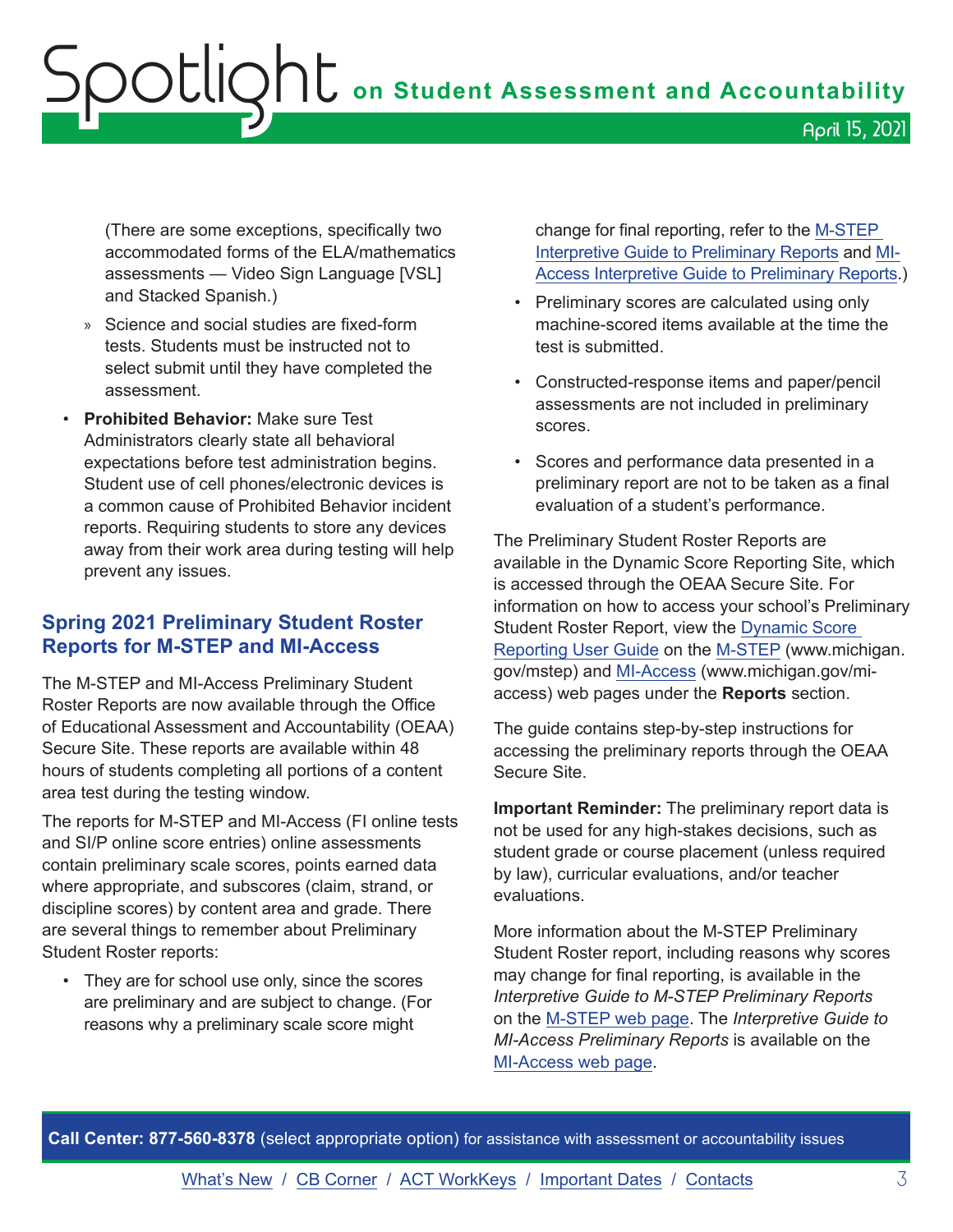(There are some exceptions, specifically two accommodated forms of the ELA/mathematics assessments — Video Sign Language [VSL] and Stacked Spanish.)

   - Science and social studies are fixed-form tests. Students must be instructed not to select submit until they have completed the assessment.

- **Prohibited Behavior:** Make sure Test Administrators clearly state all behavioral expectations before test administration begins. Student use of cell phones/electronic devices is a common cause of Prohibited Behavior incident reports. Requiring students to store any devices away from their work area during testing will help prevent any issues.

## Spring 2021 Preliminary Student Roster Reports for M-STEP and MI-Access

The M-STEP and MI-Access Preliminary Student Roster Reports are now available through the Office of Educational Assessment and Accountability (OEAA) Secure Site. These reports are available within 48 hours of students completing all portions of a content area test during the testing window.

The reports for M-STEP and MI-Access (FI online tests and SI/P online score entries) online assessments contain preliminary scale scores, points earned data where appropriate, and subscores (claim, strand, or discipline scores) by content area and grade. There are several things to remember about Preliminary Student Roster reports:

- They are for school use only, since the scores are preliminary and are subject to change. (For reasons why a preliminary scale score might change for final reporting, refer to the M-STEP Interpretive Guide to Preliminary Reports and MI-Access Interpretive Guide to Preliminary Reports.)
- Preliminary scores are calculated using only machine-scored items available at the time the test is submitted.
- Constructed-response items and paper/pencil assessments are not included in preliminary scores.
- Scores and performance data presented in a preliminary report are not to be taken as a final evaluation of a student's performance.

The Preliminary Student Roster Reports are available in the Dynamic Score Reporting Site, which is accessed through the OEAA Secure Site. For information on how to access your school's Preliminary Student Roster Report, view the Dynamic Score Reporting User Guide on the M-STEP (www.michigan.gov/mstep) and MI-Access (www.michigan.gov/mi-access) web pages under the **Reports** section.

The guide contains step-by-step instructions for accessing the preliminary reports through the OEAA Secure Site.

**Important Reminder:** The preliminary report data is not be used for any high-stakes decisions, such as student grade or course placement (unless required by law), curricular evaluations, and/or teacher evaluations.

More information about the M-STEP Preliminary Student Roster report, including reasons why scores may change for final reporting, is available in the *Interpretive Guide to M-STEP Preliminary Reports* on the M-STEP web page. The *Interpretive Guide to MI-Access Preliminary Reports* is available on the MI-Access web page.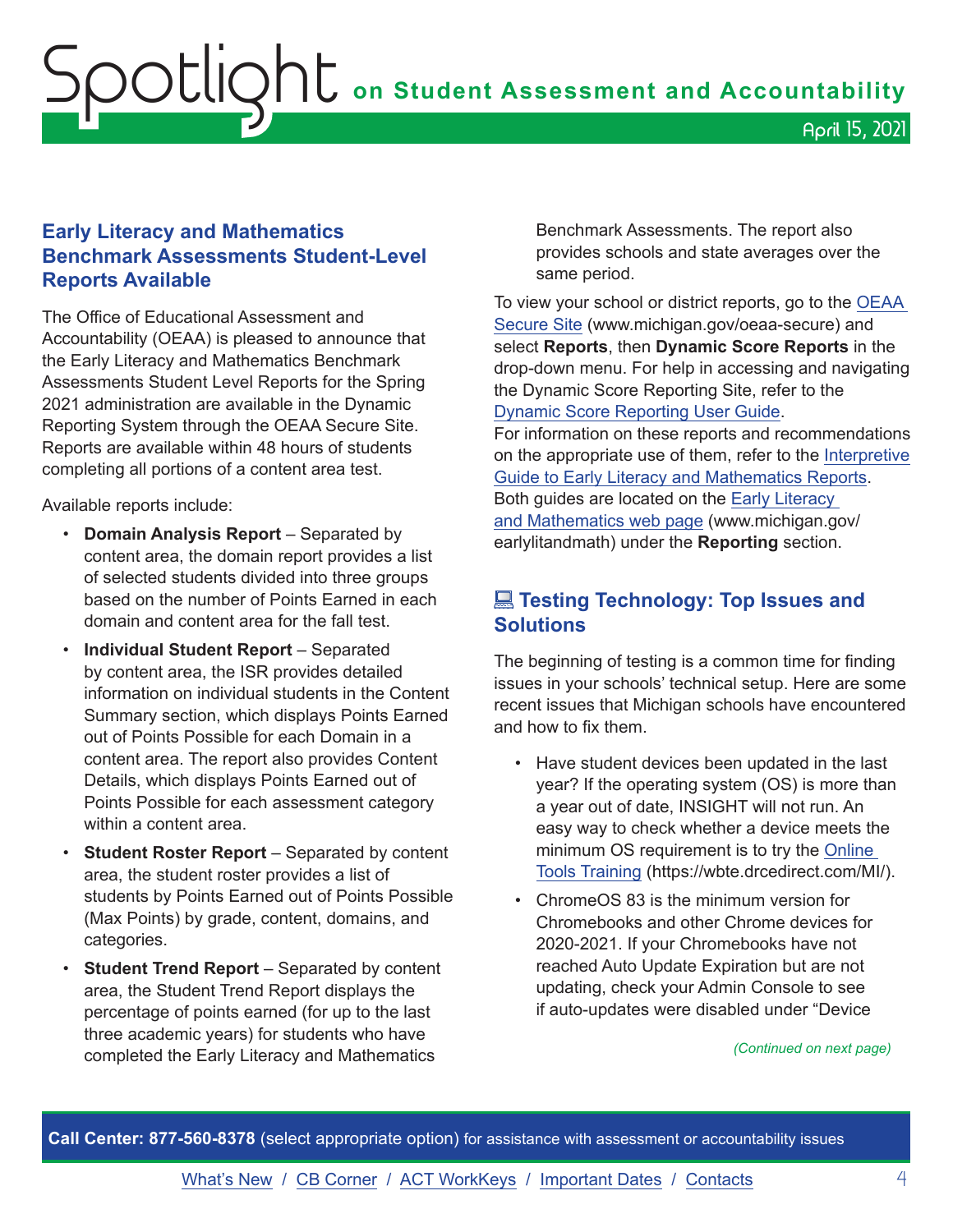## Early Literacy and Mathematics Benchmark Assessments Student-Level Reports Available

The Office of Educational Assessment and Accountability (OEAA) is pleased to announce that the Early Literacy and Mathematics Benchmark Assessments Student Level Reports for the Spring 2021 administration are available in the Dynamic Reporting System through the OEAA Secure Site. Reports are available within 48 hours of students completing all portions of a content area test.

Available reports include:

- **Domain Analysis Report** – Separated by content area, the domain report provides a list of selected students divided into three groups based on the number of Points Earned in each domain and content area for the fall test.
- **Individual Student Report** – Separated by content area, the ISR provides detailed information on individual students in the Content Summary section, which displays Points Earned out of Points Possible for each Domain in a content area. The report also provides Content Details, which displays Points Earned out of Points Possible for each assessment category within a content area.
- **Student Roster Report** – Separated by content area, the student roster provides a list of students by Points Earned out of Points Possible (Max Points) by grade, content, domains, and categories.
- **Student Trend Report** – Separated by content area, the Student Trend Report displays the percentage of points earned (for up to the last three academic years) for students who have completed the Early Literacy and Mathematics Benchmark Assessments. The report also provides schools and state averages over the same period.

To view your school or district reports, go to the OEAA Secure Site (www.michigan.gov/oeaa-secure) and select **Reports**, then **Dynamic Score Reports** in the drop-down menu. For help in accessing and navigating the Dynamic Score Reporting Site, refer to the Dynamic Score Reporting User Guide.
For information on these reports and recommendations on the appropriate use of them, refer to the Interpretive Guide to Early Literacy and Mathematics Reports. Both guides are located on the Early Literacy and Mathematics web page (www.michigan.gov/earlylitandmath) under the **Reporting** section.

## Testing Technology: Top Issues and Solutions

The beginning of testing is a common time for finding issues in your schools' technical setup. Here are some recent issues that Michigan schools have encountered and how to fix them.

- Have student devices been updated in the last year? If the operating system (OS) is more than a year out of date, INSIGHT will not run. An easy way to check whether a device meets the minimum OS requirement is to try the Online Tools Training (https://wbte.drcedirect.com/MI/).
- ChromeOS 83 is the minimum version for Chromebooks and other Chrome devices for 2020-2021. If your Chromebooks have not reached Auto Update Expiration but are not updating, check your Admin Console to see if auto-updates were disabled under "Device

*(Continued on next page)*

**Call Center: 877-560-8378** (select appropriate option) for assistance with assessment or accountability issues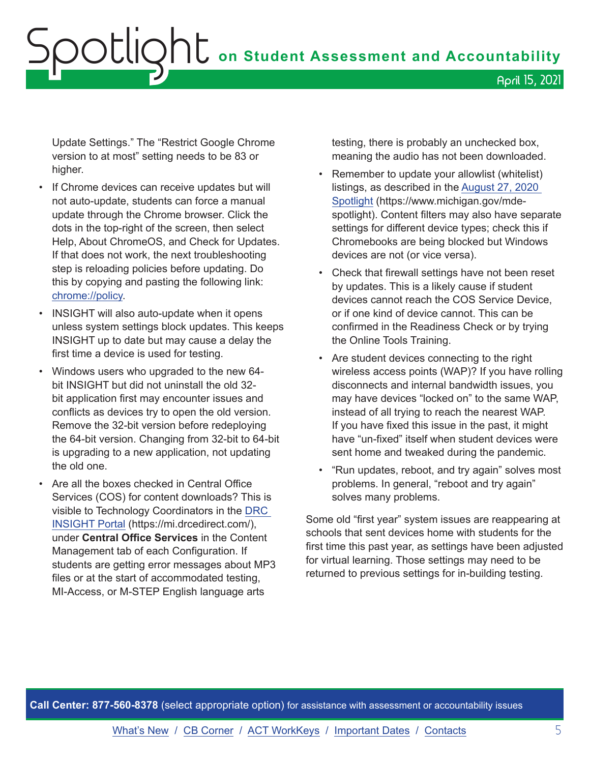Update Settings." The "Restrict Google Chrome version to at most" setting needs to be 83 or higher.

- If Chrome devices can receive updates but will not auto-update, students can force a manual update through the Chrome browser. Click the dots in the top-right of the screen, then select Help, About ChromeOS, and Check for Updates. If that does not work, the next troubleshooting step is reloading policies before updating. Do this by copying and pasting the following link: [chrome://policy](chrome://policy).
- INSIGHT will also auto-update when it opens unless system settings block updates. This keeps INSIGHT up to date but may cause a delay the first time a device is used for testing.
- Windows users who upgraded to the new 64-bit INSIGHT but did not uninstall the old 32-bit application first may encounter issues and conflicts as devices try to open the old version. Remove the 32-bit version before redeploying the 64-bit version. Changing from 32-bit to 64-bit is upgrading to a new application, not updating the old one.
- Are all the boxes checked in Central Office Services (COS) for content downloads? This is visible to Technology Coordinators in the [DRC INSIGHT Portal](https://mi.drcedirect.com/) (https://mi.drcedirect.com/), under **Central Office Services** in the Content Management tab of each Configuration. If students are getting error messages about MP3 files or at the start of accommodated testing, MI-Access, or M-STEP English language arts testing, there is probably an unchecked box, meaning the audio has not been downloaded.
- Remember to update your allowlist (whitelist) listings, as described in the [August 27, 2020 Spotlight](https://www.michigan.gov/mde-spotlight) (https://www.michigan.gov/mde-spotlight). Content filters may also have separate settings for different device types; check this if Chromebooks are being blocked but Windows devices are not (or vice versa).
- Check that firewall settings have not been reset by updates. This is a likely cause if student devices cannot reach the COS Service Device, or if one kind of device cannot. This can be confirmed in the Readiness Check or by trying the Online Tools Training.
- Are student devices connecting to the right wireless access points (WAP)? If you have rolling disconnects and internal bandwidth issues, you may have devices "locked on" to the same WAP, instead of all trying to reach the nearest WAP. If you have fixed this issue in the past, it might have "un-fixed" itself when student devices were sent home and tweaked during the pandemic.
- "Run updates, reboot, and try again" solves most problems. In general, "reboot and try again" solves many problems.

Some old "first year" system issues are reappearing at schools that sent devices home with students for the first time this past year, as settings have been adjusted for virtual learning. Those settings may need to be returned to previous settings for in-building testing.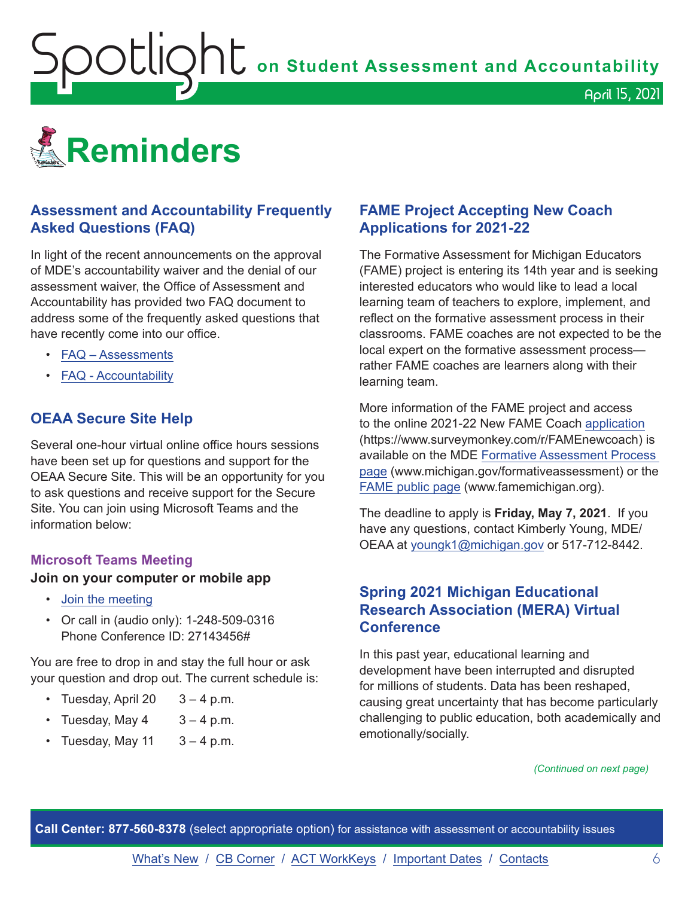# Reminders

## Assessment and Accountability Frequently Asked Questions (FAQ)

In light of the recent announcements on the approval of MDE's accountability waiver and the denial of our assessment waiver, the Office of Assessment and Accountability has provided two FAQ document to address some of the frequently asked questions that have recently come into our office.

- FAQ – Assessments
- FAQ - Accountability

## OEAA Secure Site Help

Several one-hour virtual online office hours sessions have been set up for questions and support for the OEAA Secure Site. This will be an opportunity for you to ask questions and receive support for the Secure Site. You can join using Microsoft Teams and the information below:

### Microsoft Teams Meeting

**Join on your computer or mobile app**

- Join the meeting
- Or call in (audio only): 1-248-509-0316
  Phone Conference ID: 27143456#

You are free to drop in and stay the full hour or ask your question and drop out. The current schedule is:

- Tuesday, April 20 3 – 4 p.m.
- Tuesday, May 4 3 – 4 p.m.
- Tuesday, May 11 3 – 4 p.m.

## FAME Project Accepting New Coach Applications for 2021-22

The Formative Assessment for Michigan Educators (FAME) project is entering its 14th year and is seeking interested educators who would like to lead a local learning team of teachers to explore, implement, and reflect on the formative assessment process in their classrooms. FAME coaches are not expected to be the local expert on the formative assessment process—rather FAME coaches are learners along with their learning team.

More information of the FAME project and access to the online 2021-22 New FAME Coach application (https://www.surveymonkey.com/r/FAMEnewcoach) is available on the MDE Formative Assessment Process page (www.michigan.gov/formativeassessment) or the FAME public page (www.famemichigan.org).

The deadline to apply is **Friday, May 7, 2021**. If you have any questions, contact Kimberly Young, MDE/OEAA at youngk1@michigan.gov or 517-712-8442.

## Spring 2021 Michigan Educational Research Association (MERA) Virtual Conference

In this past year, educational learning and development have been interrupted and disrupted for millions of students. Data has been reshaped, causing great uncertainty that has become particularly challenging to public education, both academically and emotionally/socially.

*(Continued on next page)*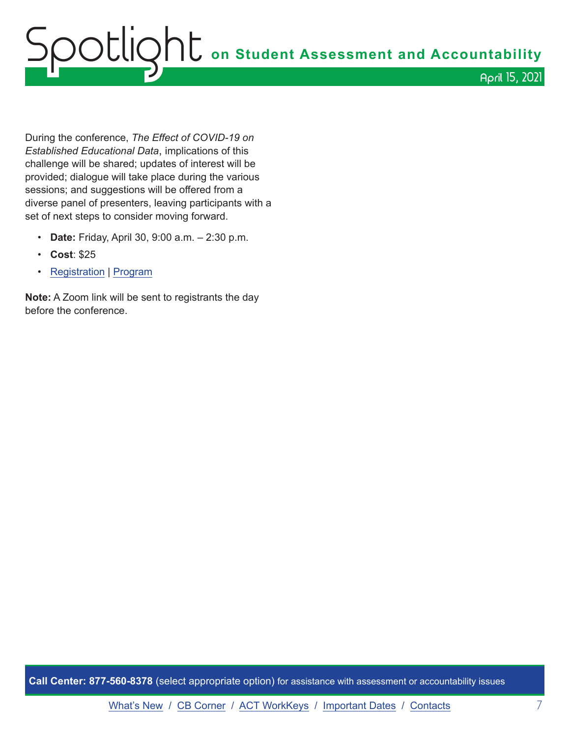During the conference, *The Effect of COVID-19 on Established Educational Data*, implications of this challenge will be shared; updates of interest will be provided; dialogue will take place during the various sessions; and suggestions will be offered from a diverse panel of presenters, leaving participants with a set of next steps to consider moving forward.

- **Date:** Friday, April 30, 9:00 a.m. – 2:30 p.m.
- **Cost**: $25
- Registration | Program

**Note:** A Zoom link will be sent to registrants the day before the conference.

**Call Center: 877-560-8378** (select appropriate option) for assistance with assessment or accountability issues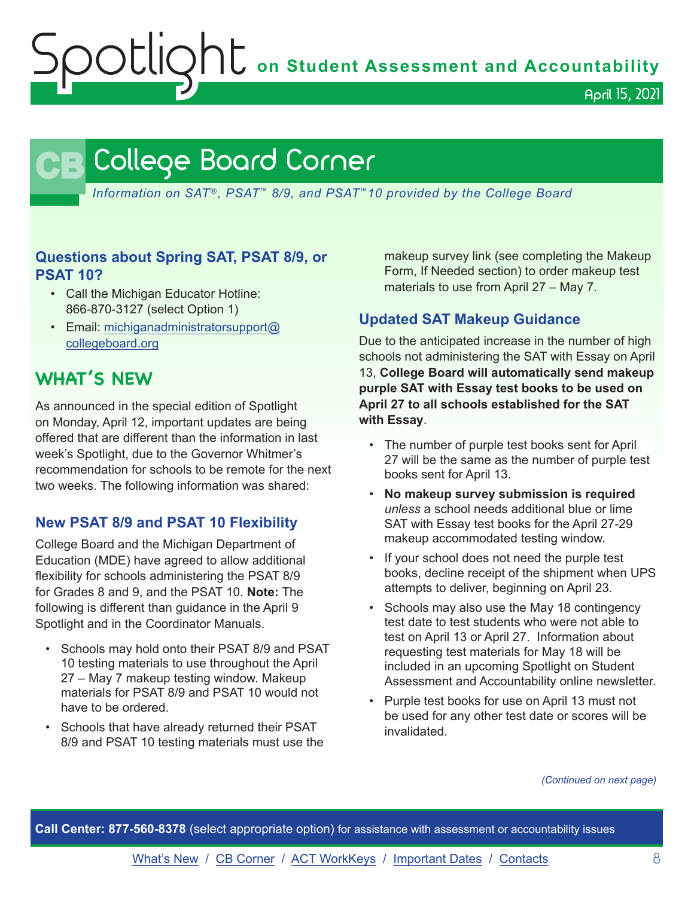# College Board Corner

*Information on SAT®, PSAT™ 8/9, and PSAT™10 provided by the College Board*

### Questions about Spring SAT, PSAT 8/9, or PSAT 10?

- Call the Michigan Educator Hotline: 866-870-3127 (select Option 1)
- Email: michiganadministratorsupport@collegeboard.org

## WHAT'S NEW

As announced in the special edition of Spotlight on Monday, April 12, important updates are being offered that are different than the information in last week's Spotlight, due to the Governor Whitmer's recommendation for schools to be remote for the next two weeks. The following information was shared:

### New PSAT 8/9 and PSAT 10 Flexibility

College Board and the Michigan Department of Education (MDE) have agreed to allow additional flexibility for schools administering the PSAT 8/9 for Grades 8 and 9, and the PSAT 10. **Note:** The following is different than guidance in the April 9 Spotlight and in the Coordinator Manuals.

- Schools may hold onto their PSAT 8/9 and PSAT 10 testing materials to use throughout the April 27 – May 7 makeup testing window. Makeup materials for PSAT 8/9 and PSAT 10 would not have to be ordered.
- Schools that have already returned their PSAT 8/9 and PSAT 10 testing materials must use the makeup survey link (see completing the Makeup Form, If Needed section) to order makeup test materials to use from April 27 – May 7.

### Updated SAT Makeup Guidance

Due to the anticipated increase in the number of high schools not administering the SAT with Essay on April 13, **College Board will automatically send makeup purple SAT with Essay test books to be used on April 27 to all schools established for the SAT with Essay**.

- The number of purple test books sent for April 27 will be the same as the number of purple test books sent for April 13.
- **No makeup survey submission is required** *unless* a school needs additional blue or lime SAT with Essay test books for the April 27-29 makeup accommodated testing window.
- If your school does not need the purple test books, decline receipt of the shipment when UPS attempts to deliver, beginning on April 23.
- Schools may also use the May 18 contingency test date to test students who were not able to test on April 13 or April 27. Information about requesting test materials for May 18 will be included in an upcoming Spotlight on Student Assessment and Accountability online newsletter.
- Purple test books for use on April 13 must not be used for any other test date or scores will be invalidated.

*(Continued on next page)*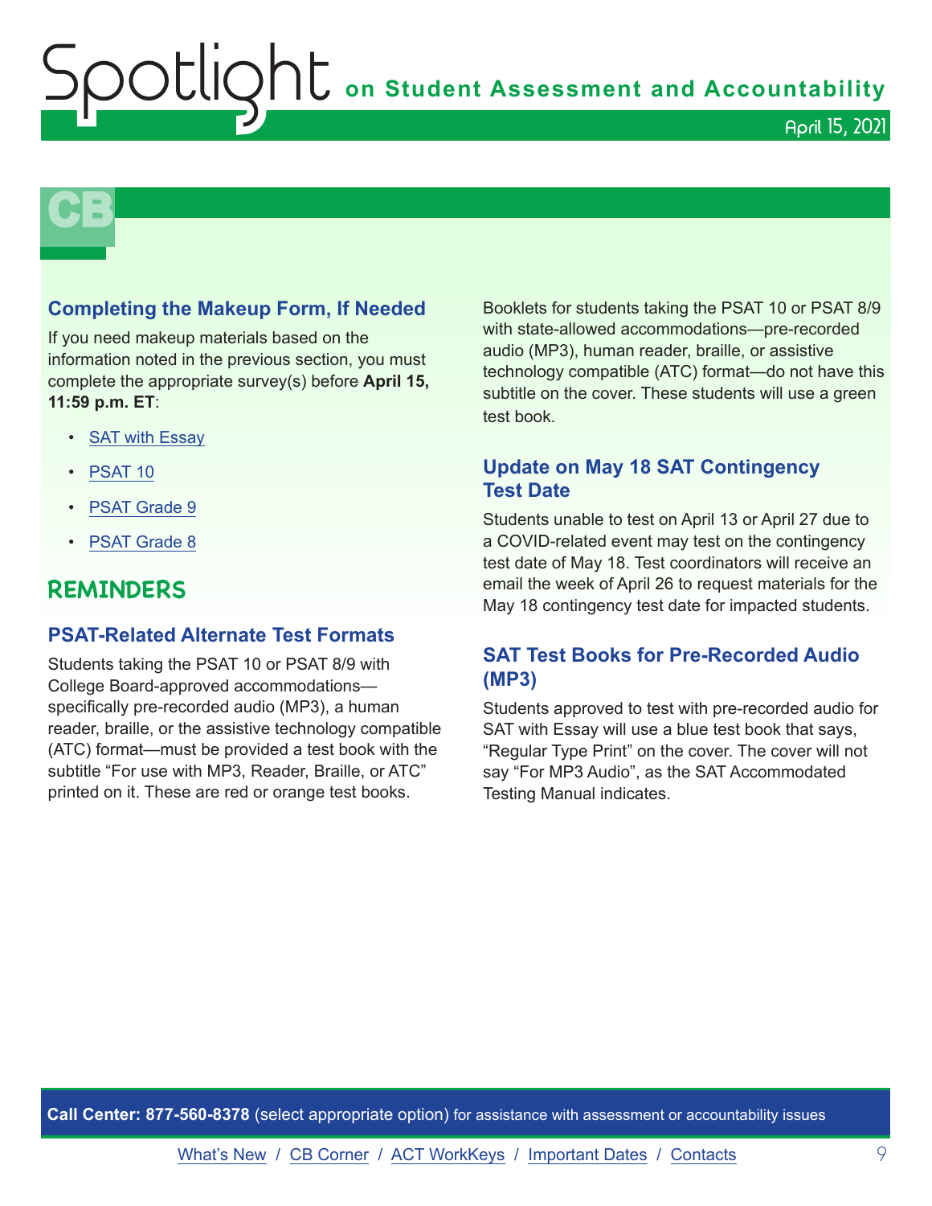## CB

### Completing the Makeup Form, If Needed

If you need makeup materials based on the information noted in the previous section, you must complete the appropriate survey(s) before **April 15, 11:59 p.m. ET**:

- SAT with Essay
- PSAT 10
- PSAT Grade 9
- PSAT Grade 8

## REMINDERS

### PSAT-Related Alternate Test Formats

Students taking the PSAT 10 or PSAT 8/9 with College Board-approved accommodations—specifically pre-recorded audio (MP3), a human reader, braille, or the assistive technology compatible (ATC) format—must be provided a test book with the subtitle "For use with MP3, Reader, Braille, or ATC" printed on it. These are red or orange test books.

Booklets for students taking the PSAT 10 or PSAT 8/9 with state-allowed accommodations—pre-recorded audio (MP3), human reader, braille, or assistive technology compatible (ATC) format—do not have this subtitle on the cover. These students will use a green test book.

### Update on May 18 SAT Contingency Test Date

Students unable to test on April 13 or April 27 due to a COVID-related event may test on the contingency test date of May 18. Test coordinators will receive an email the week of April 26 to request materials for the May 18 contingency test date for impacted students.

### SAT Test Books for Pre-Recorded Audio (MP3)

Students approved to test with pre-recorded audio for SAT with Essay will use a blue test book that says, "Regular Type Print" on the cover. The cover will not say "For MP3 Audio", as the SAT Accommodated Testing Manual indicates.

**Call Center: 877-560-8378** (select appropriate option) for assistance with assessment or accountability issues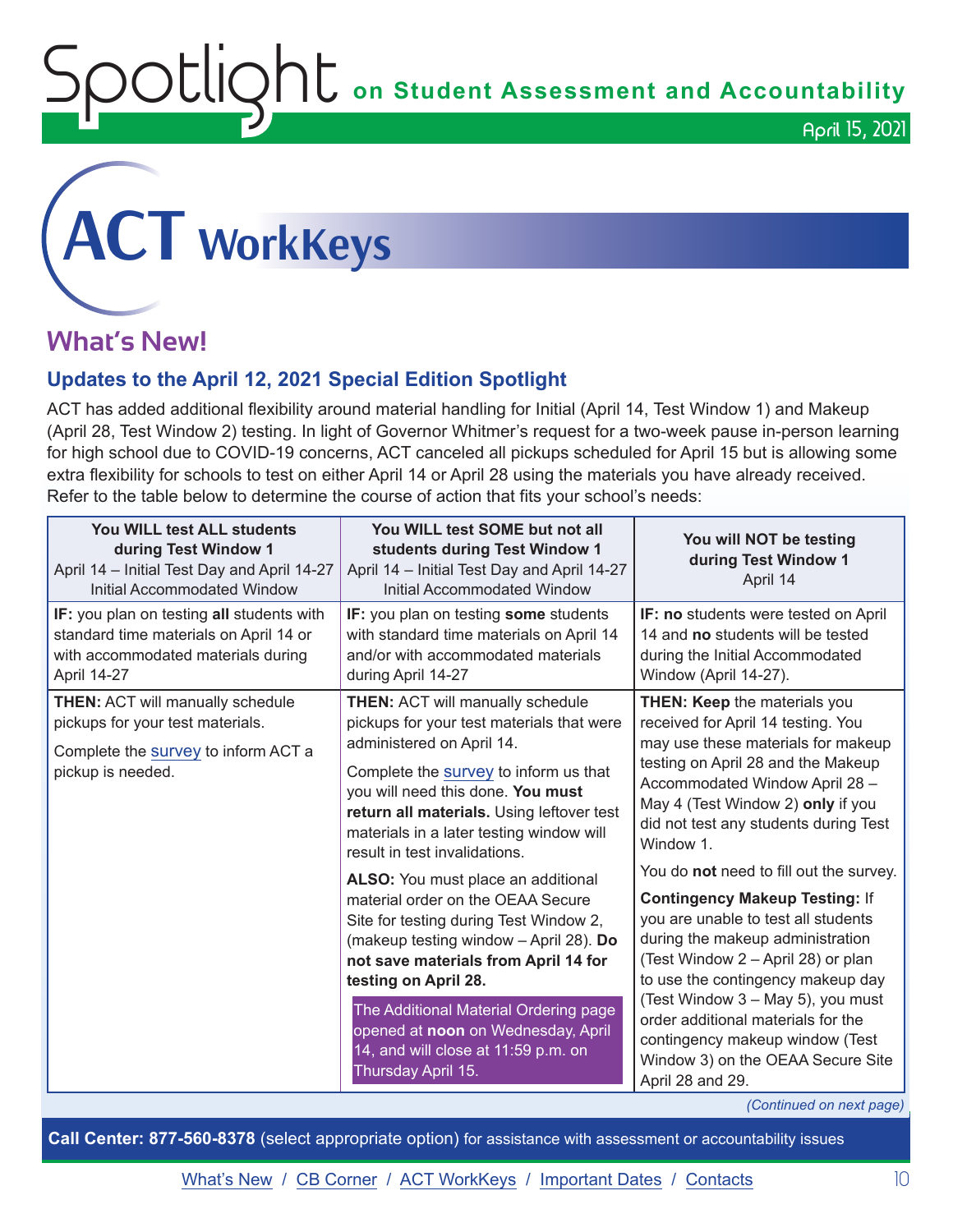# ACT WorkKeys

## What's New!

### Updates to the April 12, 2021 Special Edition Spotlight

ACT has added additional flexibility around material handling for Initial (April 14, Test Window 1) and Makeup (April 28, Test Window 2) testing. In light of Governor Whitmer's request for a two-week pause in-person learning for high school due to COVID-19 concerns, ACT canceled all pickups scheduled for April 15 but is allowing some extra flexibility for schools to test on either April 14 or April 28 using the materials you have already received. Refer to the table below to determine the course of action that fits your school's needs:

| **You WILL test ALL students during Test Window 1** April 14 – Initial Test Day and April 14-27 Initial Accommodated Window | **You WILL test SOME but not all students during Test Window 1** April 14 – Initial Test Day and April 14-27 Initial Accommodated Window | **You will NOT be testing during Test Window 1** April 14 |
|---|---|---|
| **IF:** you plan on testing **all** students with standard time materials on April 14 or with accommodated materials during April 14-27 | **IF:** you plan on testing **some** students with standard time materials on April 14 and/or with accommodated materials during April 14-27 | **IF: no** students were tested on April 14 and **no** students will be tested during the Initial Accommodated Window (April 14-27). |
| **THEN:** ACT will manually schedule pickups for your test materials.<br><br>Complete the survey to inform ACT a pickup is needed. | **THEN:** ACT will manually schedule pickups for your test materials that were administered on April 14.<br><br>Complete the survey to inform us that you will need this done. **You must return all materials.** Using leftover test materials in a later testing window will result in test invalidations.<br><br>**ALSO:** You must place an additional material order on the OEAA Secure Site for testing during Test Window 2, (makeup testing window – April 28). **Do not save materials from April 14 for testing on April 28.**<br><br>The Additional Material Ordering page opened at **noon** on Wednesday, April 14, and will close at 11:59 p.m. on Thursday April 15. | **THEN: Keep** the materials you received for April 14 testing. You may use these materials for makeup testing on April 28 and the Makeup Accommodated Window April 28 – May 4 (Test Window 2) **only** if you did not test any students during Test Window 1.<br><br>You do **not** need to fill out the survey.<br><br>**Contingency Makeup Testing:** If you are unable to test all students during the makeup administration (Test Window 2 – April 28) or plan to use the contingency makeup day (Test Window 3 – May 5), you must order additional materials for the contingency makeup window (Test Window 3) on the OEAA Secure Site April 28 and 29. |

*(Continued on next page)*

**Call Center: 877-560-8378** (select appropriate option) for assistance with assessment or accountability issues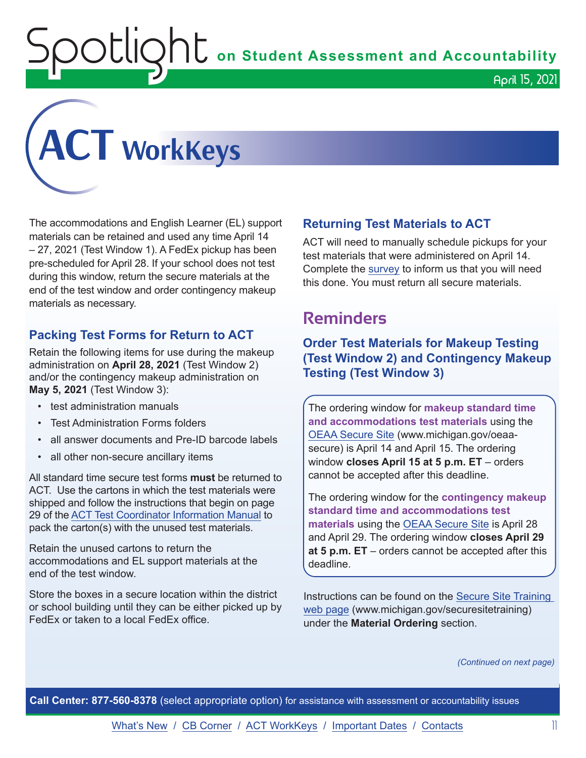# ACT WorkKeys

The accommodations and English Learner (EL) support materials can be retained and used any time April 14 – 27, 2021 (Test Window 1). A FedEx pickup has been pre-scheduled for April 28. If your school does not test during this window, return the secure materials at the end of the test window and order contingency makeup materials as necessary.

### Packing Test Forms for Return to ACT

Retain the following items for use during the makeup administration on **April 28, 2021** (Test Window 2) and/or the contingency makeup administration on **May 5, 2021** (Test Window 3):

- test administration manuals
- Test Administration Forms folders
- all answer documents and Pre-ID barcode labels
- all other non-secure ancillary items

All standard time secure test forms **must** be returned to ACT. Use the cartons in which the test materials were shipped and follow the instructions that begin on page 29 of the ACT Test Coordinator Information Manual to pack the carton(s) with the unused test materials.

Retain the unused cartons to return the accommodations and EL support materials at the end of the test window.

Store the boxes in a secure location within the district or school building until they can be either picked up by FedEx or taken to a local FedEx office.

### Returning Test Materials to ACT

ACT will need to manually schedule pickups for your test materials that were administered on April 14. Complete the survey to inform us that you will need this done. You must return all secure materials.

## Reminders

### Order Test Materials for Makeup Testing (Test Window 2) and Contingency Makeup Testing (Test Window 3)

The ordering window for **makeup standard time and accommodations test materials** using the OEAA Secure Site (www.michigan.gov/oeaa-secure) is April 14 and April 15. The ordering window **closes April 15 at 5 p.m. ET** – orders cannot be accepted after this deadline.

The ordering window for the **contingency makeup standard time and accommodations test materials** using the OEAA Secure Site is April 28 and April 29. The ordering window **closes April 29 at 5 p.m. ET** – orders cannot be accepted after this deadline.

Instructions can be found on the Secure Site Training web page (www.michigan.gov/securesitetraining) under the **Material Ordering** section.

*(Continued on next page)*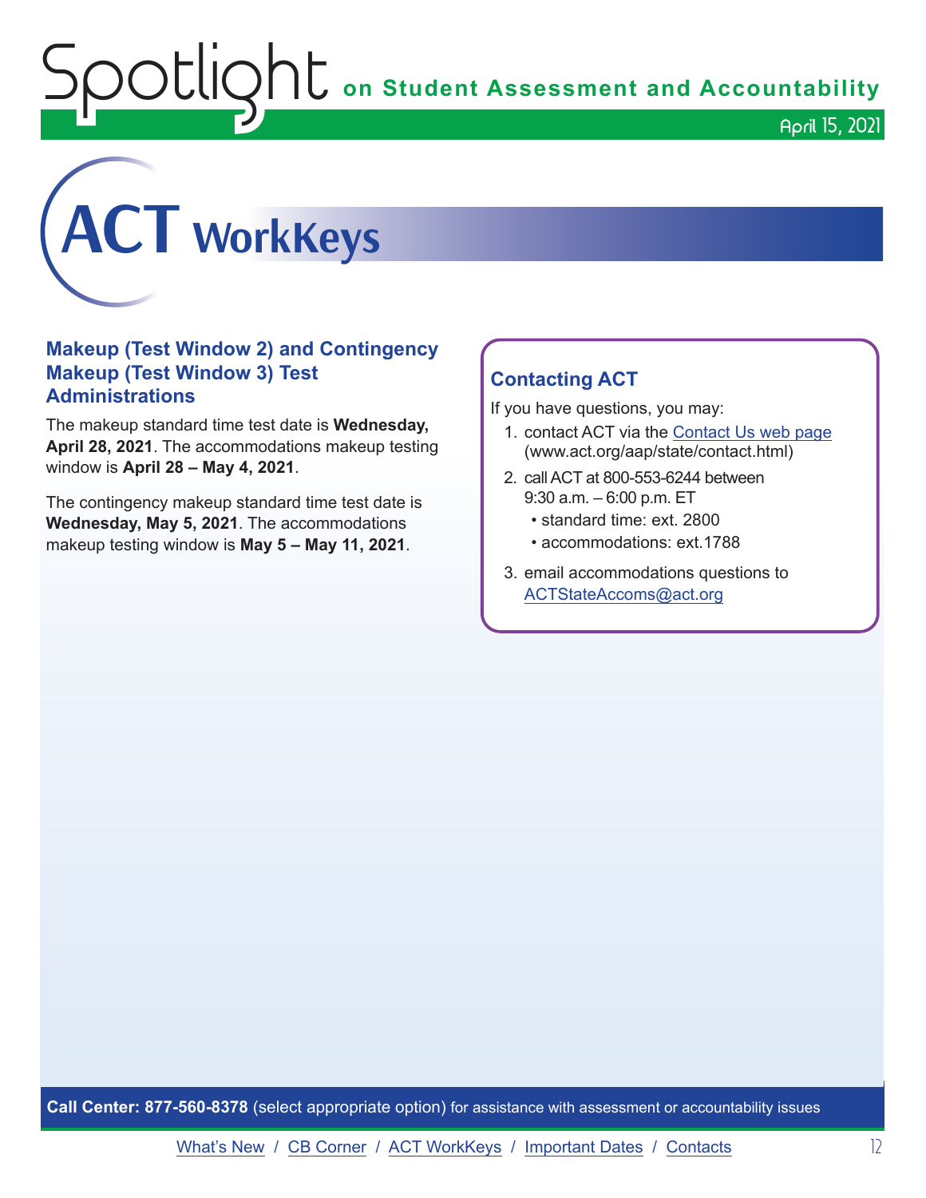# ACT WorkKeys

## Makeup (Test Window 2) and Contingency Makeup (Test Window 3) Test Administrations

The makeup standard time test date is **Wednesday, April 28, 2021**. The accommodations makeup testing window is **April 28 – May 4, 2021**.

The contingency makeup standard time test date is **Wednesday, May 5, 2021**. The accommodations makeup testing window is **May 5 – May 11, 2021**.

## Contacting ACT

If you have questions, you may:

1. contact ACT via the Contact Us web page (www.act.org/aap/state/contact.html)
2. call ACT at 800-553-6244 between 9:30 a.m. – 6:00 p.m. ET
   - standard time: ext. 2800
   - accommodations: ext.1788
3. email accommodations questions to ACTStateAccoms@act.org

**Call Center: 877-560-8378** (select appropriate option) for assistance with assessment or accountability issues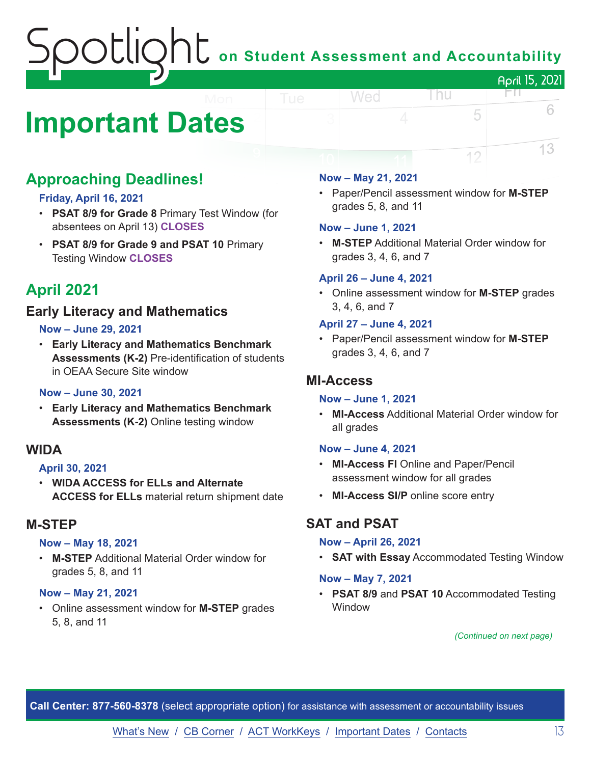# Important Dates

## Approaching Deadlines!

**Friday, April 16, 2021**

- **PSAT 8/9 for Grade 8** Primary Test Window (for absentees on April 13) **CLOSES**
- **PSAT 8/9 for Grade 9 and PSAT 10** Primary Testing Window **CLOSES**

## April 2021

### Early Literacy and Mathematics

**Now – June 29, 2021**

- **Early Literacy and Mathematics Benchmark Assessments (K-2)** Pre-identification of students in OEAA Secure Site window

**Now – June 30, 2021**

- **Early Literacy and Mathematics Benchmark Assessments (K-2)** Online testing window

### WIDA

**April 30, 2021**

- **WIDA ACCESS for ELLs and Alternate ACCESS for ELLs** material return shipment date

### M-STEP

**Now – May 18, 2021**

- **M-STEP** Additional Material Order window for grades 5, 8, and 11

**Now – May 21, 2021**

- Online assessment window for **M-STEP** grades 5, 8, and 11

**Now – May 21, 2021**

- Paper/Pencil assessment window for **M-STEP** grades 5, 8, and 11

**Now – June 1, 2021**

- **M-STEP** Additional Material Order window for grades 3, 4, 6, and 7

**April 26 – June 4, 2021**

- Online assessment window for **M-STEP** grades 3, 4, 6, and 7

**April 27 – June 4, 2021**

- Paper/Pencil assessment window for **M-STEP** grades 3, 4, 6, and 7

### MI-Access

**Now – June 1, 2021**

- **MI-Access** Additional Material Order window for all grades

**Now – June 4, 2021**

- **MI-Access FI** Online and Paper/Pencil assessment window for all grades
- **MI-Access SI/P** online score entry

### SAT and PSAT

**Now – April 26, 2021**

- **SAT with Essay** Accommodated Testing Window

**Now – May 7, 2021**

- **PSAT 8/9** and **PSAT 10** Accommodated Testing Window

*(Continued on next page)*

**Call Center: 877-560-8378** (select appropriate option) for assistance with assessment or accountability issues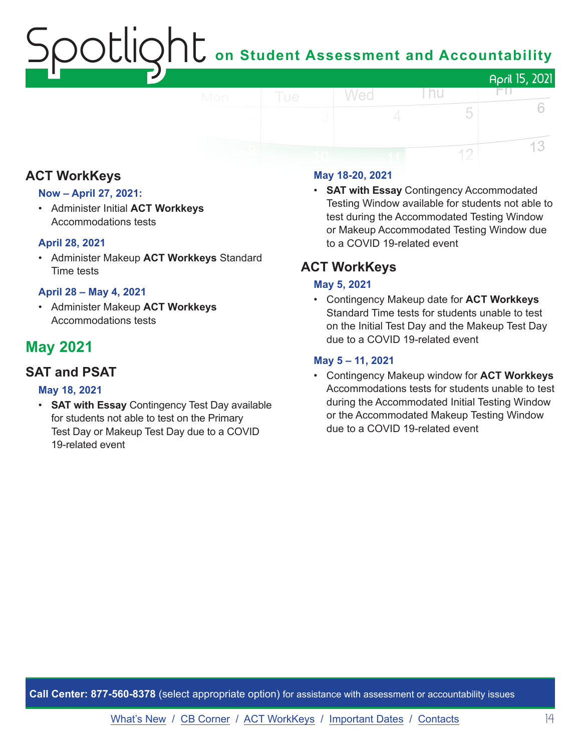## ACT WorkKeys

### Now – April 27, 2021:

- Administer Initial **ACT Workkeys** Accommodations tests

### April 28, 2021

- Administer Makeup **ACT Workkeys** Standard Time tests

### April 28 – May 4, 2021

- Administer Makeup **ACT Workkeys** Accommodations tests

# May 2021

## SAT and PSAT

### May 18, 2021

- **SAT with Essay** Contingency Test Day available for students not able to test on the Primary Test Day or Makeup Test Day due to a COVID 19-related event

### May 18-20, 2021

- **SAT with Essay** Contingency Accommodated Testing Window available for students not able to test during the Accommodated Testing Window or Makeup Accommodated Testing Window due to a COVID 19-related event

## ACT WorkKeys

### May 5, 2021

- Contingency Makeup date for **ACT Workkeys** Standard Time tests for students unable to test on the Initial Test Day and the Makeup Test Day due to a COVID 19-related event

### May 5 – 11, 2021

- Contingency Makeup window for **ACT Workkeys** Accommodations tests for students unable to test during the Accommodated Initial Testing Window or the Accommodated Makeup Testing Window due to a COVID 19-related event

**Call Center: 877-560-8378** (select appropriate option) for assistance with assessment or accountability issues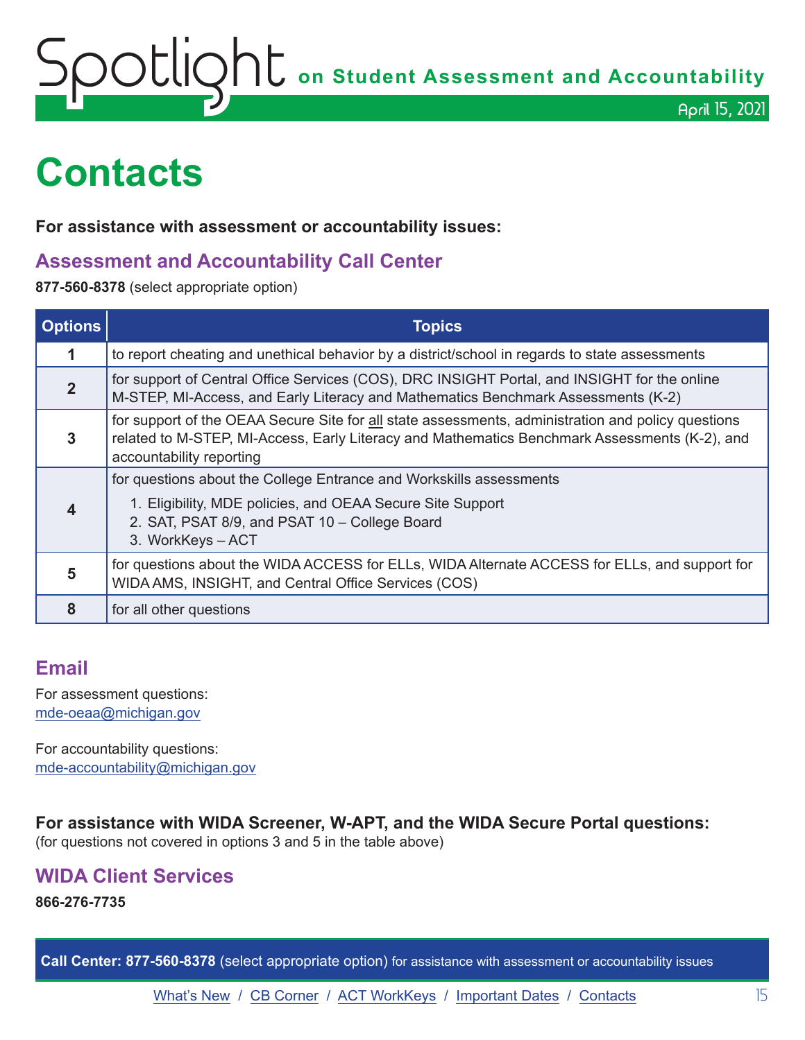# Contacts

**For assistance with assessment or accountability issues:**

## Assessment and Accountability Call Center

**877-560-8378** (select appropriate option)

| Options | Topics |
|---|---|
| **1** | to report cheating and unethical behavior by a district/school in regards to state assessments |
| **2** | for support of Central Office Services (COS), DRC INSIGHT Portal, and INSIGHT for the online M-STEP, MI-Access, and Early Literacy and Mathematics Benchmark Assessments (K-2) |
| **3** | for support of the OEAA Secure Site for all state assessments, administration and policy questions related to M-STEP, MI-Access, Early Literacy and Mathematics Benchmark Assessments (K-2), and accountability reporting |
| **4** | for questions about the College Entrance and Workskills assessments<br>1. Eligibility, MDE policies, and OEAA Secure Site Support<br>2. SAT, PSAT 8/9, and PSAT 10 – College Board<br>3. WorkKeys – ACT |
| **5** | for questions about the WIDA ACCESS for ELLs, WIDA Alternate ACCESS for ELLs, and support for WIDA AMS, INSIGHT, and Central Office Services (COS) |
| **8** | for all other questions |

## Email

For assessment questions:
mde-oeaa@michigan.gov

For accountability questions:
mde-accountability@michigan.gov

**For assistance with WIDA Screener, W-APT, and the WIDA Secure Portal questions:**
(for questions not covered in options 3 and 5 in the table above)

## WIDA Client Services

**866-276-7735**